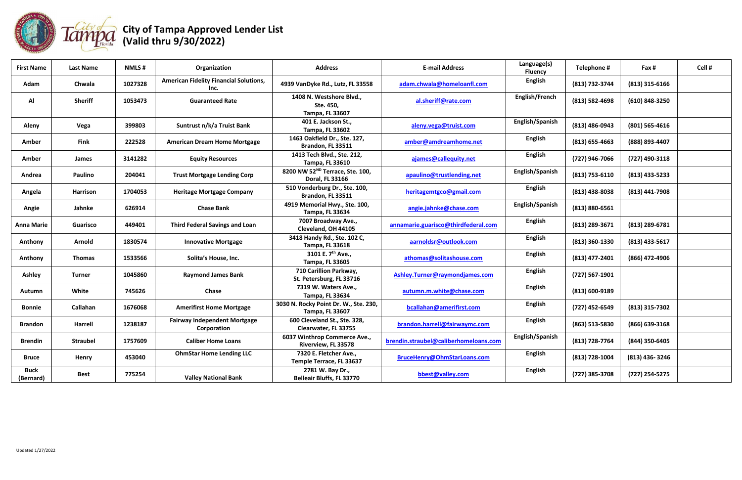# City of Tampa Approved Lender List (Valid thru 9/30/2022)

| First Name | Last Name | NMLS # | Organization | Address | E-mail Address | Language(s) Fluency | Telephone # | Fax # | Cell # |
|---|---|---|---|---|---|---|---|---|---|
| Adam | Chwala | 1027328 | American Fidelity Financial Solutions, Inc. | 4939 VanDyke Rd., Lutz, FL 33558 | adam.chwala@homeloanfl.com | English | (813) 732-3744 | (813) 315-6166 | |
| Al | Sheriff | 1053473 | Guaranteed Rate | 1408 N. Westshore Blvd., Ste. 450, Tampa, FL 33607 | al.sheriff@rate.com | English/French | (813) 582-4698 | (610) 848-3250 | |
| Aleny | Vega | 399803 | Suntrust n/k/a Truist Bank | 401 E. Jackson St., Tampa, FL 33602 | aleny.vega@truist.com | English/Spanish | (813) 486-0943 | (801) 565-4616 | |
| Amber | Fink | 222528 | American Dream Home Mortgage | 1463 Oakfield Dr., Ste. 127, Brandon, FL 33511 | amber@amdreamhome.net | English | (813) 655-4663 | (888) 893-4407 | |
| Amber | James | 3141282 | Equity Resources | 1413 Tech Blvd., Ste. 212, Tampa, FL 33610 | ajames@callequity.net | English | (727) 946-7066 | (727) 490-3118 | |
| Andrea | Paulino | 204041 | Trust Mortgage Lending Corp | 8200 NW 52ND Terrace, Ste. 100, Doral, FL 33166 | apaulino@trustlending.net | English/Spanish | (813) 753-6110 | (813) 433-5233 | |
| Angela | Harrison | 1704053 | Heritage Mortgage Company | 510 Vonderburg Dr., Ste. 100, Brandon, FL 33511 | heritagemtgco@gmail.com | English | (813) 438-8038 | (813) 441-7908 | |
| Angie | Jahnke | 626914 | Chase Bank | 4919 Memorial Hwy., Ste. 100, Tampa, FL 33634 | angie.jahnke@chase.com | English/Spanish | (813) 880-6561 | | |
| Anna Marie | Guarisco | 449401 | Third Federal Savings and Loan | 7007 Broadway Ave., Cleveland, OH 44105 | annamarie.guarisco@thirdfederal.com | English | (813) 289-3671 | (813) 289-6781 | |
| Anthony | Arnold | 1830574 | Innovative Mortgage | 3418 Handy Rd., Ste. 102 C, Tampa, FL 33618 | aarnoldsr@outlook.com | English | (813) 360-1330 | (813) 433-5617 | |
| Anthony | Thomas | 1533566 | Solita's House, Inc. | 3101 E. 7th Ave., Tampa, FL 33605 | athomas@solitashouse.com | English | (813) 477-2401 | (866) 472-4906 | |
| Ashley | Turner | 1045860 | Raymond James Bank | 710 Carillion Parkway, St. Petersburg, FL 33716 | Ashley.Turner@raymondjames.com | English | (727) 567-1901 | | |
| Autumn | White | 745626 | Chase | 7319 W. Waters Ave., Tampa, FL 33634 | autumn.m.white@chase.com | English | (813) 600-9189 | | |
| Bonnie | Callahan | 1676068 | Amerifirst Home Mortgage | 3030 N. Rocky Point Dr. W., Ste. 230, Tampa, FL 33607 | bcallahan@amerifirst.com | English | (727) 452-6549 | (813) 315-7302 | |
| Brandon | Harrell | 1238187 | Fairway Independent Mortgage Corporation | 600 Cleveland St., Ste. 328, Clearwater, FL 33755 | brandon.harrell@fairwaymc.com | English | (863) 513-5830 | (866) 639-3168 | |
| Brendin | Straubel | 1757609 | Caliber Home Loans | 6037 Winthrop Commerce Ave., Riverview, FL 33578 | brendin.straubel@caliberhomeloans.com | English/Spanish | (813) 728-7764 | (844) 350-6405 | |
| Bruce | Henry | 453040 | OhmStar Home Lending LLC | 7320 E. Fletcher Ave., Temple Terrace, FL 33637 | BruceHenry@OhmStarLoans.com | English | (813) 728-1004 | (813) 436- 3246 | |
| Buck (Bernard) | Best | 775254 | Valley National Bank | 2781 W. Bay Dr., Belleair Bluffs, FL 33770 | bbest@valley.com | English | (727) 385-3708 | (727) 254-5275 | |

Updated 1/27/2022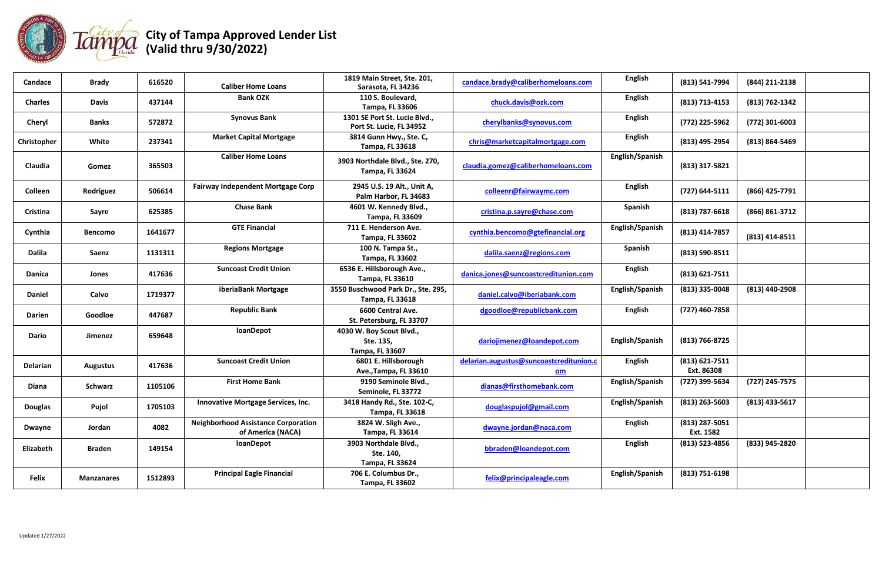# City of Tampa Approved Lender List (Valid thru 9/30/2022)

| | | | | | | | | | |
|---|---|---|---|---|---|---|---|---|---|
| Candace | Brady | 616520 | Caliber Home Loans | 1819 Main Street, Ste. 201, Sarasota, FL 34236 | candace.brady@caliberhomeloans.com | English | (813) 541-7994 | (844) 211-2138 | |
| Charles | Davis | 437144 | Bank OZK | 110 S. Boulevard, Tampa, FL 33606 | chuck.davis@ozk.com | English | (813) 713-4153 | (813) 762-1342 | |
| Cheryl | Banks | 572872 | Synovus Bank | 1301 SE Port St. Lucie Blvd., Port St. Lucie, FL 34952 | cherylbanks@synovus.com | English | (772) 225-5962 | (772) 301-6003 | |
| Christopher | White | 237341 | Market Capital Mortgage | 3814 Gunn Hwy., Ste. C, Tampa, FL 33618 | chris@marketcapitalmortgage.com | English | (813) 495-2954 | (813) 864-5469 | |
| Claudia | Gomez | 365503 | Caliber Home Loans | 3903 Northdale Blvd., Ste. 270, Tampa, FL 33624 | claudia.gomez@caliberhomeloans.com | English/Spanish | (813) 317-5821 | | |
| Colleen | Rodriguez | 506614 | Fairway Independent Mortgage Corp | 2945 U.S. 19 Alt., Unit A, Palm Harbor, FL 34683 | colleenr@fairwaymc.com | English | (727) 644-5111 | (866) 425-7791 | |
| Cristina | Sayre | 625385 | Chase Bank | 4601 W. Kennedy Blvd., Tampa, FL 33609 | cristina.p.sayre@chase.com | Spanish | (813) 787-6618 | (866) 861-3712 | |
| Cynthia | Bencomo | 1641677 | GTE Financial | 711 E. Henderson Ave. Tampa, FL 33602 | cynthia.bencomo@gtefinancial.org | English/Spanish | (813) 414-7857 | (813) 414-8511 | |
| Dalila | Saenz | 1131311 | Regions Mortgage | 100 N. Tampa St., Tampa, FL 33602 | dalila.saenz@regions.com | Spanish | (813) 590-8511 | | |
| Danica | Jones | 417636 | Suncoast Credit Union | 6536 E. Hillsborough Ave., Tampa, FL 33610 | danica.jones@suncoastcreditunion.com | English | (813) 621-7511 | | |
| Daniel | Calvo | 1719377 | iberiaBank Mortgage | 3550 Buschwood Park Dr., Ste. 295, Tampa, FL 33618 | daniel.calvo@iberiabank.com | English/Spanish | (813) 335-0048 | (813) 440-2908 | |
| Darien | Goodloe | 447687 | Republic Bank | 6600 Central Ave. St. Petersburg, FL 33707 | dgoodloe@republicbank.com | English | (727) 460-7858 | | |
| Dario | Jimenez | 659648 | loanDepot | 4030 W. Boy Scout Blvd., Ste. 135, Tampa, FL 33607 | dariojimenez@loandepot.com | English/Spanish | (813) 766-8725 | | |
| Delarian | Augustus | 417636 | Suncoast Credit Union | 6801 E. Hillsborough Ave.,Tampa, FL 33610 | delarian.augustus@suncoastcreditunion.com | English | (813) 621-7511 Ext. 86308 | | |
| Diana | Schwarz | 1105106 | First Home Bank | 9190 Seminole Blvd., Seminole, FL 33772 | dianas@firsthomebank.com | English/Spanish | (727) 399-5634 | (727) 245-7575 | |
| Douglas | Pujol | 1705103 | Innovative Mortgage Services, Inc. | 3418 Handy Rd., Ste. 102-C, Tampa, FL 33618 | douglaspujol@gmail.com | English/Spanish | (813) 263-5603 | (813) 433-5617 | |
| Dwayne | Jordan | 4082 | Neighborhood Assistance Corporation of America (NACA) | 3824 W. Sligh Ave., Tampa, FL 33614 | dwayne.jordan@naca.com | English | (813) 287-5051 Ext. 1582 | | |
| Elizabeth | Braden | 149154 | loanDepot | 3903 Northdale Blvd., Ste. 140, Tampa, FL 33624 | bbraden@loandepot.com | English | (813) 523-4856 | (833) 945-2820 | |
| Felix | Manzanares | 1512893 | Principal Eagle Financial | 706 E. Columbus Dr., Tampa, FL 33602 | felix@principaleagle.com | English/Spanish | (813) 751-6198 | | |

Updated 1/27/2022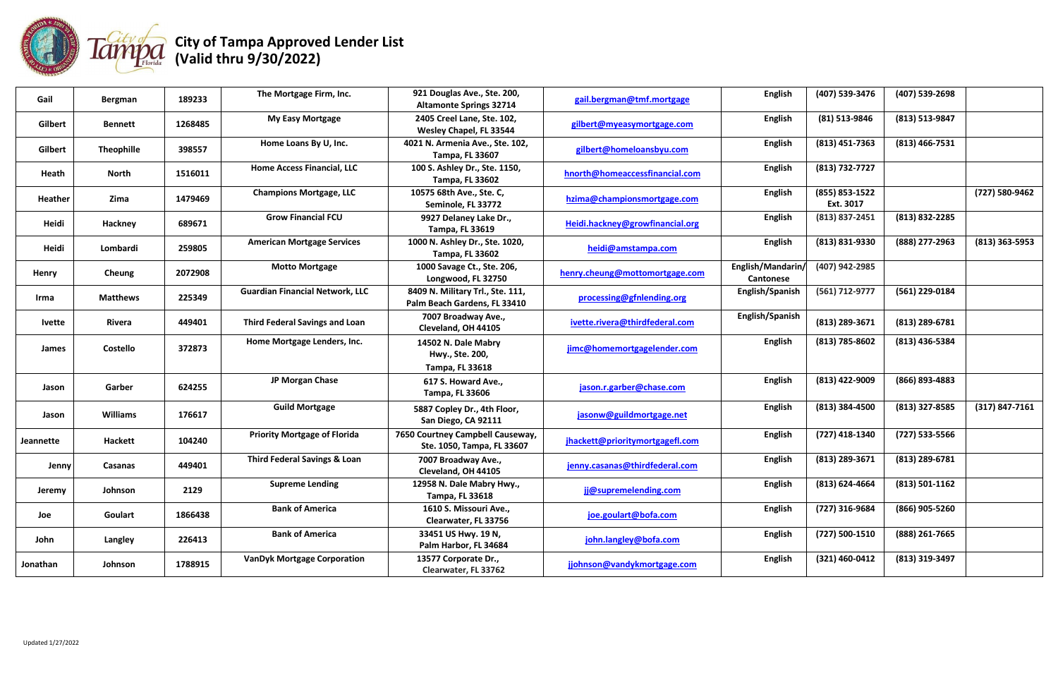# City of Tampa Approved Lender List (Valid thru 9/30/2022)

| | | | | | | | | | |
|---|---|---|---|---|---|---|---|---|---|
| Gail | Bergman | 189233 | The Mortgage Firm, Inc. | 921 Douglas Ave., Ste. 200, Altamonte Springs 32714 | gail.bergman@tmf.mortgage | English | (407) 539-3476 | (407) 539-2698 | |
| Gilbert | Bennett | 1268485 | My Easy Mortgage | 2405 Creel Lane, Ste. 102, Wesley Chapel, FL 33544 | gilbert@myeasymortgage.com | English | (81) 513-9846 | (813) 513-9847 | |
| Gilbert | Theophille | 398557 | Home Loans By U, Inc. | 4021 N. Armenia Ave., Ste. 102, Tampa, FL 33607 | gilbert@homeloansbyu.com | English | (813) 451-7363 | (813) 466-7531 | |
| Heath | North | 1516011 | Home Access Financial, LLC | 100 S. Ashley Dr., Ste. 1150, Tampa, FL 33602 | hnorth@homeaccessfinancial.com | English | (813) 732-7727 | | |
| Heather | Zima | 1479469 | Champions Mortgage, LLC | 10575 68th Ave., Ste. C, Seminole, FL 33772 | hzima@championsmortgage.com | English | (855) 853-1522 Ext. 3017 | | (727) 580-9462 |
| Heidi | Hackney | 689671 | Grow Financial FCU | 9927 Delaney Lake Dr., Tampa, FL 33619 | Heidi.hackney@growfinancial.org | English | (813) 837-2451 | (813) 832-2285 | |
| Heidi | Lombardi | 259805 | American Mortgage Services | 1000 N. Ashley Dr., Ste. 1020, Tampa, FL 33602 | heidi@amstampa.com | English | (813) 831-9330 | (888) 277-2963 | (813) 363-5953 |
| Henry | Cheung | 2072908 | Motto Mortgage | 1000 Savage Ct., Ste. 206, Longwood, FL 32750 | henry.cheung@mottomortgage.com | English/Mandarin/ Cantonese | (407) 942-2985 | | |
| Irma | Matthews | 225349 | Guardian Financial Network, LLC | 8409 N. Military Trl., Ste. 111, Palm Beach Gardens, FL 33410 | processing@gfnlending.org | English/Spanish | (561) 712-9777 | (561) 229-0184 | |
| Ivette | Rivera | 449401 | Third Federal Savings and Loan | 7007 Broadway Ave., Cleveland, OH 44105 | ivette.rivera@thirdfederal.com | English/Spanish | (813) 289-3671 | (813) 289-6781 | |
| James | Costello | 372873 | Home Mortgage Lenders, Inc. | 14502 N. Dale Mabry Hwy., Ste. 200, Tampa, FL 33618 | jimc@homemortgagelender.com | English | (813) 785-8602 | (813) 436-5384 | |
| Jason | Garber | 624255 | JP Morgan Chase | 617 S. Howard Ave., Tampa, FL 33606 | jason.r.garber@chase.com | English | (813) 422-9009 | (866) 893-4883 | |
| Jason | Williams | 176617 | Guild Mortgage | 5887 Copley Dr., 4th Floor, San Diego, CA 92111 | jasonw@guildmortgage.net | English | (813) 384-4500 | (813) 327-8585 | (317) 847-7161 |
| Jeannette | Hackett | 104240 | Priority Mortgage of Florida | 7650 Courtney Campbell Causeway, Ste. 1050, Tampa, FL 33607 | jhackett@prioritymortgagefl.com | English | (727) 418-1340 | (727) 533-5566 | |
| Jenny | Casanas | 449401 | Third Federal Savings & Loan | 7007 Broadway Ave., Cleveland, OH 44105 | jenny.casanas@thirdfederal.com | English | (813) 289-3671 | (813) 289-6781 | |
| Jeremy | Johnson | 2129 | Supreme Lending | 12958 N. Dale Mabry Hwy., Tampa, FL 33618 | jj@supremelending.com | English | (813) 624-4664 | (813) 501-1162 | |
| Joe | Goulart | 1866438 | Bank of America | 1610 S. Missouri Ave., Clearwater, FL 33756 | joe.goulart@bofa.com | English | (727) 316-9684 | (866) 905-5260 | |
| John | Langley | 226413 | Bank of America | 33451 US Hwy. 19 N, Palm Harbor, FL 34684 | john.langley@bofa.com | English | (727) 500-1510 | (888) 261-7665 | |
| Jonathan | Johnson | 1788915 | VanDyk Mortgage Corporation | 13577 Corporate Dr., Clearwater, FL 33762 | jjohnson@vandykmortgage.com | English | (321) 460-0412 | (813) 319-3497 | |

Updated 1/27/2022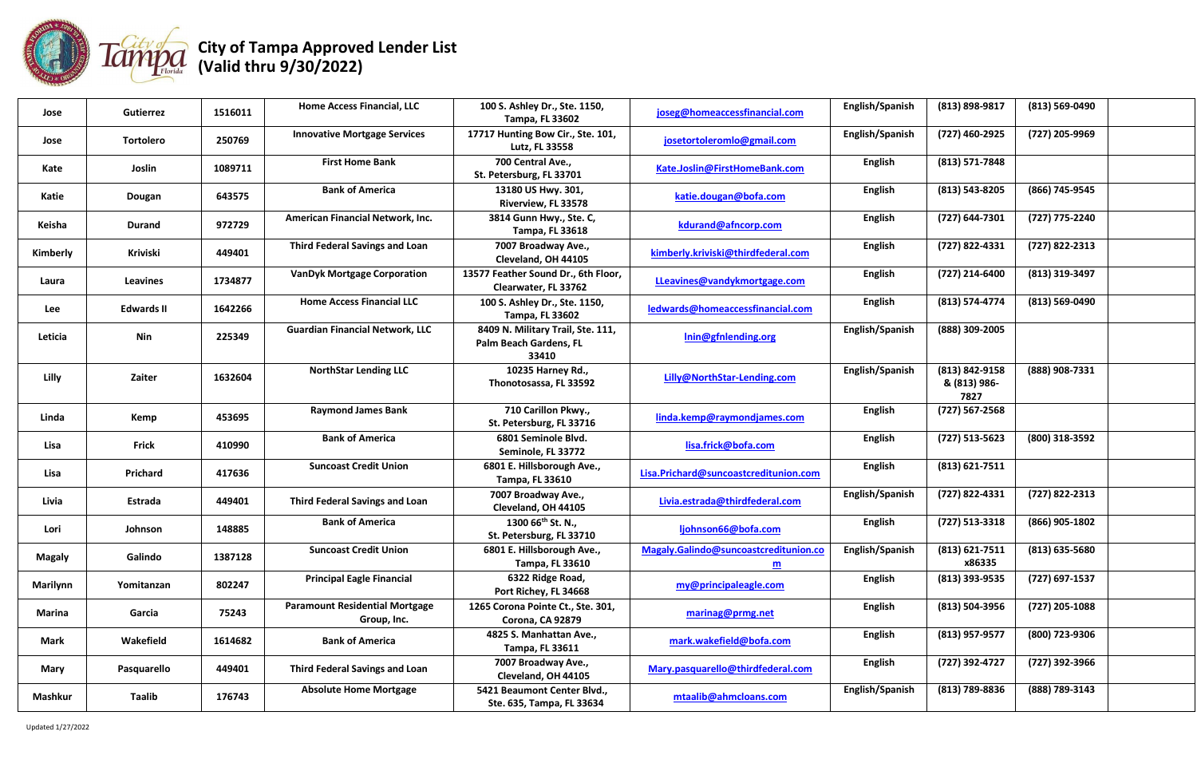# City of Tampa Approved Lender List (Valid thru 9/30/2022)

| | | | | | | | | | |
|---|---|---|---|---|---|---|---|---|---|
| Jose | Gutierrez | 1516011 | Home Access Financial, LLC | 100 S. Ashley Dr., Ste. 1150, Tampa, FL 33602 | joseg@homeaccessfinancial.com | English/Spanish | (813) 898-9817 | (813) 569-0490 | |
| Jose | Tortolero | 250769 | Innovative Mortgage Services | 17717 Hunting Bow Cir., Ste. 101, Lutz, FL 33558 | josetortoleromlo@gmail.com | English/Spanish | (727) 460-2925 | (727) 205-9969 | |
| Kate | Joslin | 1089711 | First Home Bank | 700 Central Ave., St. Petersburg, FL 33701 | Kate.Joslin@FirstHomeBank.com | English | (813) 571-7848 | | |
| Katie | Dougan | 643575 | Bank of America | 13180 US Hwy. 301, Riverview, FL 33578 | katie.dougan@bofa.com | English | (813) 543-8205 | (866) 745-9545 | |
| Keisha | Durand | 972729 | American Financial Network, Inc. | 3814 Gunn Hwy., Ste. C, Tampa, FL 33618 | kdurand@afncorp.com | English | (727) 644-7301 | (727) 775-2240 | |
| Kimberly | Kriviski | 449401 | Third Federal Savings and Loan | 7007 Broadway Ave., Cleveland, OH 44105 | kimberly.kriviski@thirdfederal.com | English | (727) 822-4331 | (727) 822-2313 | |
| Laura | Leavines | 1734877 | VanDyk Mortgage Corporation | 13577 Feather Sound Dr., 6th Floor, Clearwater, FL 33762 | LLeavines@vandykmortgage.com | English | (727) 214-6400 | (813) 319-3497 | |
| Lee | Edwards II | 1642266 | Home Access Financial LLC | 100 S. Ashley Dr., Ste. 1150, Tampa, FL 33602 | ledwards@homeaccessfinancial.com | English | (813) 574-4774 | (813) 569-0490 | |
| Leticia | Nin | 225349 | Guardian Financial Network, LLC | 8409 N. Military Trail, Ste. 111, Palm Beach Gardens, FL 33410 | lnin@gfnlending.org | English/Spanish | (888) 309-2005 | | |
| Lilly | Zaiter | 1632604 | NorthStar Lending LLC | 10235 Harney Rd., Thonotosassa, FL 33592 | Lilly@NorthStar-Lending.com | English/Spanish | (813) 842-9158 & (813) 986-7827 | (888) 908-7331 | |
| Linda | Kemp | 453695 | Raymond James Bank | 710 Carillon Pkwy., St. Petersburg, FL 33716 | linda.kemp@raymondjames.com | English | (727) 567-2568 | | |
| Lisa | Frick | 410990 | Bank of America | 6801 Seminole Blvd. Seminole, FL 33772 | lisa.frick@bofa.com | English | (727) 513-5623 | (800) 318-3592 | |
| Lisa | Prichard | 417636 | Suncoast Credit Union | 6801 E. Hillsborough Ave., Tampa, FL 33610 | Lisa.Prichard@suncoastcreditunion.com | English | (813) 621-7511 | | |
| Livia | Estrada | 449401 | Third Federal Savings and Loan | 7007 Broadway Ave., Cleveland, OH 44105 | Livia.estrada@thirdfederal.com | English/Spanish | (727) 822-4331 | (727) 822-2313 | |
| Lori | Johnson | 148885 | Bank of America | 1300 66th St. N., St. Petersburg, FL 33710 | ljohnson66@bofa.com | English | (727) 513-3318 | (866) 905-1802 | |
| Magaly | Galindo | 1387128 | Suncoast Credit Union | 6801 E. Hillsborough Ave., Tampa, FL 33610 | Magaly.Galindo@suncoastcreditunion.com | English/Spanish | (813) 621-7511 x86335 | (813) 635-5680 | |
| Marilynn | Yomitanzan | 802247 | Principal Eagle Financial | 6322 Ridge Road, Port Richey, FL 34668 | my@principaleagle.com | English | (813) 393-9535 | (727) 697-1537 | |
| Marina | Garcia | 75243 | Paramount Residential Mortgage Group, Inc. | 1265 Corona Pointe Ct., Ste. 301, Corona, CA 92879 | marinag@prmg.net | English | (813) 504-3956 | (727) 205-1088 | |
| Mark | Wakefield | 1614682 | Bank of America | 4825 S. Manhattan Ave., Tampa, FL 33611 | mark.wakefield@bofa.com | English | (813) 957-9577 | (800) 723-9306 | |
| Mary | Pasquarello | 449401 | Third Federal Savings and Loan | 7007 Broadway Ave., Cleveland, OH 44105 | Mary.pasquarello@thirdfederal.com | English | (727) 392-4727 | (727) 392-3966 | |
| Mashkur | Taalib | 176743 | Absolute Home Mortgage | 5421 Beaumont Center Blvd., Ste. 635, Tampa, FL 33634 | mtaalib@ahmcloans.com | English/Spanish | (813) 789-8836 | (888) 789-3143 | |

Updated 1/27/2022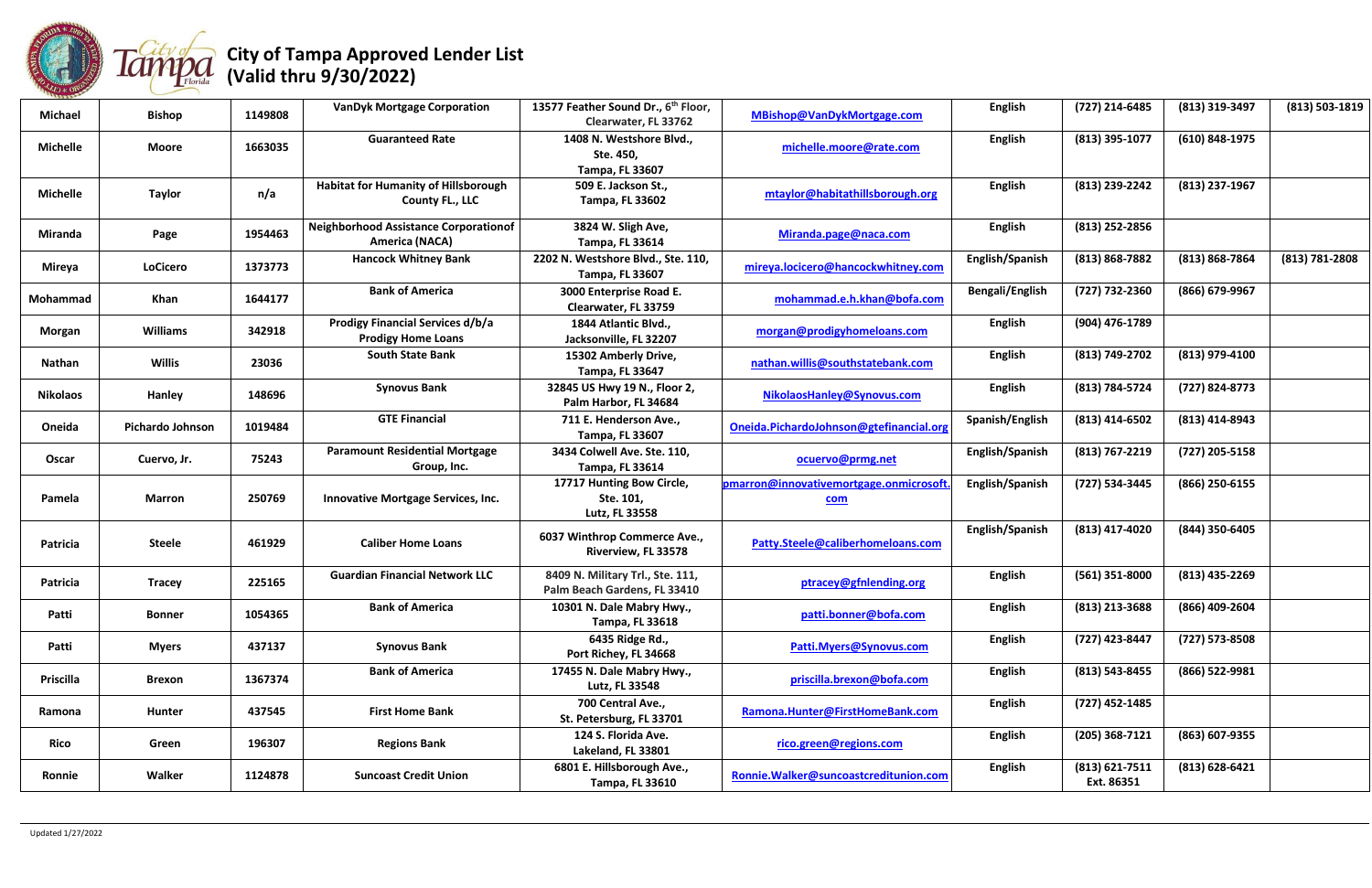# City of Tampa Approved Lender List (Valid thru 9/30/2022)

| | | | | | | | | | |
|---|---|---|---|---|---|---|---|---|---|
| Michael | Bishop | 1149808 | VanDyk Mortgage Corporation | 13577 Feather Sound Dr., 6th Floor, Clearwater, FL 33762 | MBishop@VanDykMortgage.com | English | (727) 214-6485 | (813) 319-3497 | (813) 503-1819 |
| Michelle | Moore | 1663035 | Guaranteed Rate | 1408 N. Westshore Blvd., Ste. 450, Tampa, FL 33607 | michelle.moore@rate.com | English | (813) 395-1077 | (610) 848-1975 | |
| Michelle | Taylor | n/a | Habitat for Humanity of Hillsborough County FL., LLC | 509 E. Jackson St., Tampa, FL 33602 | mtaylor@habitathillsborough.org | English | (813) 239-2242 | (813) 237-1967 | |
| Miranda | Page | 1954463 | Neighborhood Assistance Corporationof America (NACA) | 3824 W. Sligh Ave, Tampa, FL 33614 | Miranda.page@naca.com | English | (813) 252-2856 | | |
| Mireya | LoCicero | 1373773 | Hancock Whitney Bank | 2202 N. Westshore Blvd., Ste. 110, Tampa, FL 33607 | mireya.locicero@hancockwhitney.com | English/Spanish | (813) 868-7882 | (813) 868-7864 | (813) 781-2808 |
| Mohammad | Khan | 1644177 | Bank of America | 3000 Enterprise Road E. Clearwater, FL 33759 | mohammad.e.h.khan@bofa.com | Bengali/English | (727) 732-2360 | (866) 679-9967 | |
| Morgan | Williams | 342918 | Prodigy Financial Services d/b/a Prodigy Home Loans | 1844 Atlantic Blvd., Jacksonville, FL 32207 | morgan@prodigyhomeloans.com | English | (904) 476-1789 | | |
| Nathan | Willis | 23036 | South State Bank | 15302 Amberly Drive, Tampa, FL 33647 | nathan.willis@southstatebank.com | English | (813) 749-2702 | (813) 979-4100 | |
| Nikolaos | Hanley | 148696 | Synovus Bank | 32845 US Hwy 19 N., Floor 2, Palm Harbor, FL 34684 | NikolaosHanley@Synovus.com | English | (813) 784-5724 | (727) 824-8773 | |
| Oneida | Pichardo Johnson | 1019484 | GTE Financial | 711 E. Henderson Ave., Tampa, FL 33607 | Oneida.PichardoJohnson@gtefinancial.org | Spanish/English | (813) 414-6502 | (813) 414-8943 | |
| Oscar | Cuervo, Jr. | 75243 | Paramount Residential Mortgage Group, Inc. | 3434 Colwell Ave. Ste. 110, Tampa, FL 33614 | ocuervo@prmg.net | English/Spanish | (813) 767-2219 | (727) 205-5158 | |
| Pamela | Marron | 250769 | Innovative Mortgage Services, Inc. | 17717 Hunting Bow Circle, Ste. 101, Lutz, FL 33558 | pmarron@innovativemortgage.onmicrosoft.com | English/Spanish | (727) 534-3445 | (866) 250-6155 | |
| Patricia | Steele | 461929 | Caliber Home Loans | 6037 Winthrop Commerce Ave., Riverview, FL 33578 | Patty.Steele@caliberhomeloans.com | English/Spanish | (813) 417-4020 | (844) 350-6405 | |
| Patricia | Tracey | 225165 | Guardian Financial Network LLC | 8409 N. Military Trl., Ste. 111, Palm Beach Gardens, FL 33410 | ptracey@gfnlending.org | English | (561) 351-8000 | (813) 435-2269 | |
| Patti | Bonner | 1054365 | Bank of America | 10301 N. Dale Mabry Hwy., Tampa, FL 33618 | patti.bonner@bofa.com | English | (813) 213-3688 | (866) 409-2604 | |
| Patti | Myers | 437137 | Synovus Bank | 6435 Ridge Rd., Port Richey, FL 34668 | Patti.Myers@Synovus.com | English | (727) 423-8447 | (727) 573-8508 | |
| Priscilla | Brexon | 1367374 | Bank of America | 17455 N. Dale Mabry Hwy., Lutz, FL 33548 | priscilla.brexon@bofa.com | English | (813) 543-8455 | (866) 522-9981 | |
| Ramona | Hunter | 437545 | First Home Bank | 700 Central Ave., St. Petersburg, FL 33701 | Ramona.Hunter@FirstHomeBank.com | English | (727) 452-1485 | | |
| Rico | Green | 196307 | Regions Bank | 124 S. Florida Ave. Lakeland, FL 33801 | rico.green@regions.com | English | (205) 368-7121 | (863) 607-9355 | |
| Ronnie | Walker | 1124878 | Suncoast Credit Union | 6801 E. Hillsborough Ave., Tampa, FL 33610 | Ronnie.Walker@suncoastcreditunion.com | English | (813) 621-7511 Ext. 86351 | (813) 628-6421 | |

Updated 1/27/2022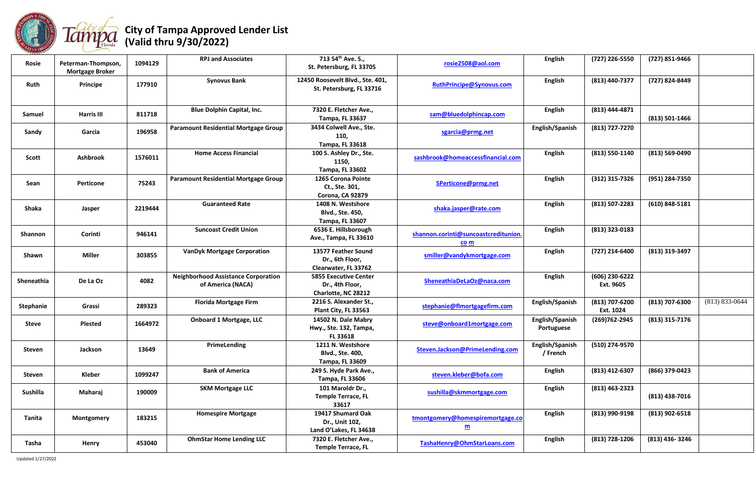# City of Tampa Approved Lender List (Valid thru 9/30/2022)

| | | | | | | | | | |
|---|---|---|---|---|---|---|---|---|---|
| Rosie | Peterman-Thompson, Mortgage Broker | 1094129 | RPJ and Associates | 713 54th Ave. S., St. Petersburg, FL 33705 | rosie2508@aol.com | English | (727) 226-5550 | (727) 851-9466 | |
| Ruth | Principe | 177910 | Synovus Bank | 12450 Roosevelt Blvd., Ste. 401, St. Petersburg, FL 33716 | RuthPrincipe@Synovus.com | English | (813) 440-7377 | (727) 824-8449 | |
| Samuel | Harris III | 811718 | Blue Dolphin Capital, Inc. | 7320 E. Fletcher Ave., Tampa, FL 33637 | sam@bluedolphincap.com | English | (813) 444-4871 | (813) 501-1466 | |
| Sandy | Garcia | 196958 | Paramount Residential Mortgage Group | 3434 Colwell Ave., Ste. 110, Tampa, FL 33618 | sgarcia@prmg.net | English/Spanish | (813) 727-7270 | | |
| Scott | Ashbrook | 1576011 | Home Access Financial | 100 S. Ashley Dr., Ste. 1150, Tampa, FL 33602 | sashbrook@homeaccessfinancial.com | English | (813) 550-1140 | (813) 569-0490 | |
| Sean | Perticone | 75243 | Paramount Residential Mortgage Group | 1265 Corona Pointe Ct., Ste. 301, Corona, CA 92879 | SPerticone@prmg.net | English | (312) 315-7326 | (951) 284-7350 | |
| Shaka | Jasper | 2219444 | Guaranteed Rate | 1408 N. Westshore Blvd., Ste. 450, Tampa, FL 33607 | shaka.jasper@rate.com | English | (813) 507-2283 | (610) 848-5181 | |
| Shannon | Corinti | 946141 | Suncoast Credit Union | 6536 E. Hillsborough Ave., Tampa, FL 33610 | shannon.corinti@suncoastcreditunion.co m | English | (813) 323-0183 | | |
| Shawn | Miller | 303855 | VanDyk Mortgage Corporation | 13577 Feather Sound Dr., 6th Floor, Clearwater, FL 33762 | smiller@vandykmortgage.com | English | (727) 214-6400 | (813) 319-3497 | |
| Sheneathia | De La Oz | 4082 | Neighborhood Assistance Corporation of America (NACA) | 5855 Executive Center Dr., 4th Floor, Charlotte, NC 28212 | SheneathiaDeLaOz@naca.com | English | (606) 230-6222 Ext. 9605 | | |
| Stephanie | Grassi | 289323 | Florida Mortgage Firm | 2216 S. Alexander St., Plant City, FL 33563 | stephanie@flmortgagefirm.com | English/Spanish | (813) 707-6200 Ext. 1024 | (813) 707-6300 | (813) 833-0644 |
| Steve | Plested | 1664972 | Onboard 1 Mortgage, LLC | 14502 N. Dale Mabry Hwy., Ste. 132, Tampa, FL 33618 | steve@onboard1mortgage.com | English/Spanish Portuguese | (269)762-2945 | (813) 315-7176 | |
| Steven | Jackson | 13649 | PrimeLending | 1211 N. Westshore Blvd., Ste. 400, Tampa, FL 33609 | Steven.Jackson@PrimeLending.com | English/Spanish / French | (510) 274-9570 | | |
| Steven | Kleber | 1099247 | Bank of America | 249 S. Hyde Park Ave., Tampa, FL 33606 | steven.kleber@bofa.com | English | (813) 412-6307 | (866) 379-0423 | |
| Sushilla | Maharaj | 190009 | SKM Mortgage LLC | 101 Maroldr Dr., Temple Terrace, FL 33617 | sushilla@skmmortgage.com | English | (813) 463-2323 | (813) 438-7016 | |
| Tanita | Montgomery | 183215 | Homespire Mortgage | 19417 Shumard Oak Dr., Unit 102, Land O'Lakes, FL 34638 | tmontgomery@homespiremortgage.co m | English | (813) 990-9198 | (813) 902-6518 | |
| Tasha | Henry | 453040 | OhmStar Home Lending LLC | 7320 E. Fletcher Ave., Temple Terrace, FL | TashaHenry@OhmStarLoans.com | English | (813) 728-1206 | (813) 436- 3246 | |

Updated 1/27/2022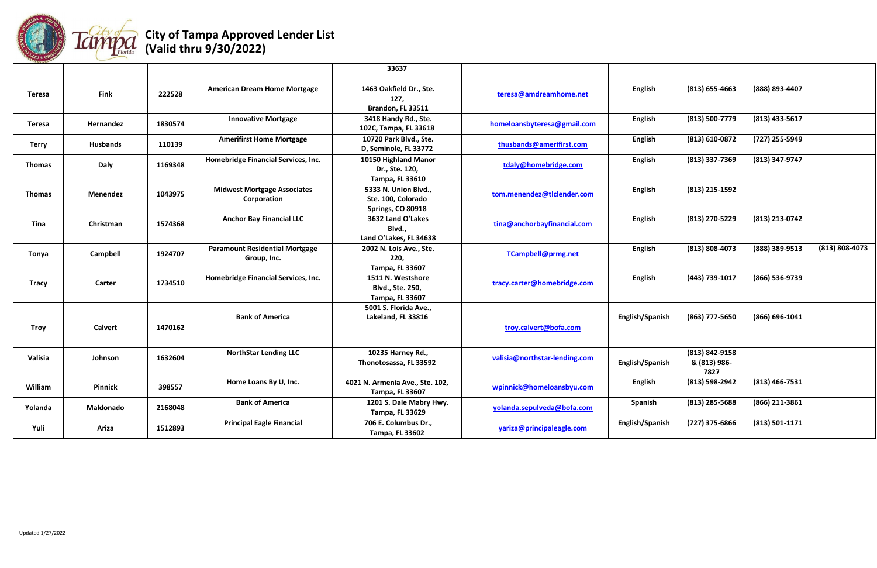# City of Tampa Approved Lender List (Valid thru 9/30/2022)

| | | | | | | | | | |
|---|---|---|---|---|---|---|---|---|---|
| | | | | 33637 | | | | | |
| Teresa | Fink | 222528 | American Dream Home Mortgage | 1463 Oakfield Dr., Ste. 127, Brandon, FL 33511 | teresa@amdreamhome.net | English | (813) 655-4663 | (888) 893-4407 | |
| Teresa | Hernandez | 1830574 | Innovative Mortgage | 3418 Handy Rd., Ste. 102C, Tampa, FL 33618 | homeloansbyteresa@gmail.com | English | (813) 500-7779 | (813) 433-5617 | |
| Terry | Husbands | 110139 | Amerifirst Home Mortgage | 10720 Park Blvd., Ste. D, Seminole, FL 33772 | thusbands@amerifirst.com | English | (813) 610-0872 | (727) 255-5949 | |
| Thomas | Daly | 1169348 | Homebridge Financial Services, Inc. | 10150 Highland Manor Dr., Ste. 120, Tampa, FL 33610 | tdaly@homebridge.com | English | (813) 337-7369 | (813) 347-9747 | |
| Thomas | Menendez | 1043975 | Midwest Mortgage Associates Corporation | 5333 N. Union Blvd., Ste. 100, Colorado Springs, CO 80918 | tom.menendez@tlclender.com | English | (813) 215-1592 | | |
| Tina | Christman | 1574368 | Anchor Bay Financial LLC | 3632 Land O'Lakes Blvd., Land O'Lakes, FL 34638 | tina@anchorbayfinancial.com | English | (813) 270-5229 | (813) 213-0742 | |
| Tonya | Campbell | 1924707 | Paramount Residential Mortgage Group, Inc. | 2002 N. Lois Ave., Ste. 220, Tampa, FL 33607 | TCampbell@prmg.net | English | (813) 808-4073 | (888) 389-9513 | (813) 808-4073 |
| Tracy | Carter | 1734510 | Homebridge Financial Services, Inc. | 1511 N. Westshore Blvd., Ste. 250, Tampa, FL 33607 | tracy.carter@homebridge.com | English | (443) 739-1017 | (866) 536-9739 | |
| Troy | Calvert | 1470162 | Bank of America | 5001 S. Florida Ave., Lakeland, FL 33816 | troy.calvert@bofa.com | English/Spanish | (863) 777-5650 | (866) 696-1041 | |
| Valisia | Johnson | 1632604 | NorthStar Lending LLC | 10235 Harney Rd., Thonotosassa, FL 33592 | valisia@northstar-lending.com | English/Spanish | (813) 842-9158 & (813) 986-7827 | | |
| William | Pinnick | 398557 | Home Loans By U, Inc. | 4021 N. Armenia Ave., Ste. 102, Tampa, FL 33607 | wpinnick@homeloansbyu.com | English | (813) 598-2942 | (813) 466-7531 | |
| Yolanda | Maldonado | 2168048 | Bank of America | 1201 S. Dale Mabry Hwy. Tampa, FL 33629 | yolanda.sepulveda@bofa.com | Spanish | (813) 285-5688 | (866) 211-3861 | |
| Yuli | Ariza | 1512893 | Principal Eagle Financial | 706 E. Columbus Dr., Tampa, FL 33602 | yariza@principaleagle.com | English/Spanish | (727) 375-6866 | (813) 501-1171 | |

Updated 1/27/2022